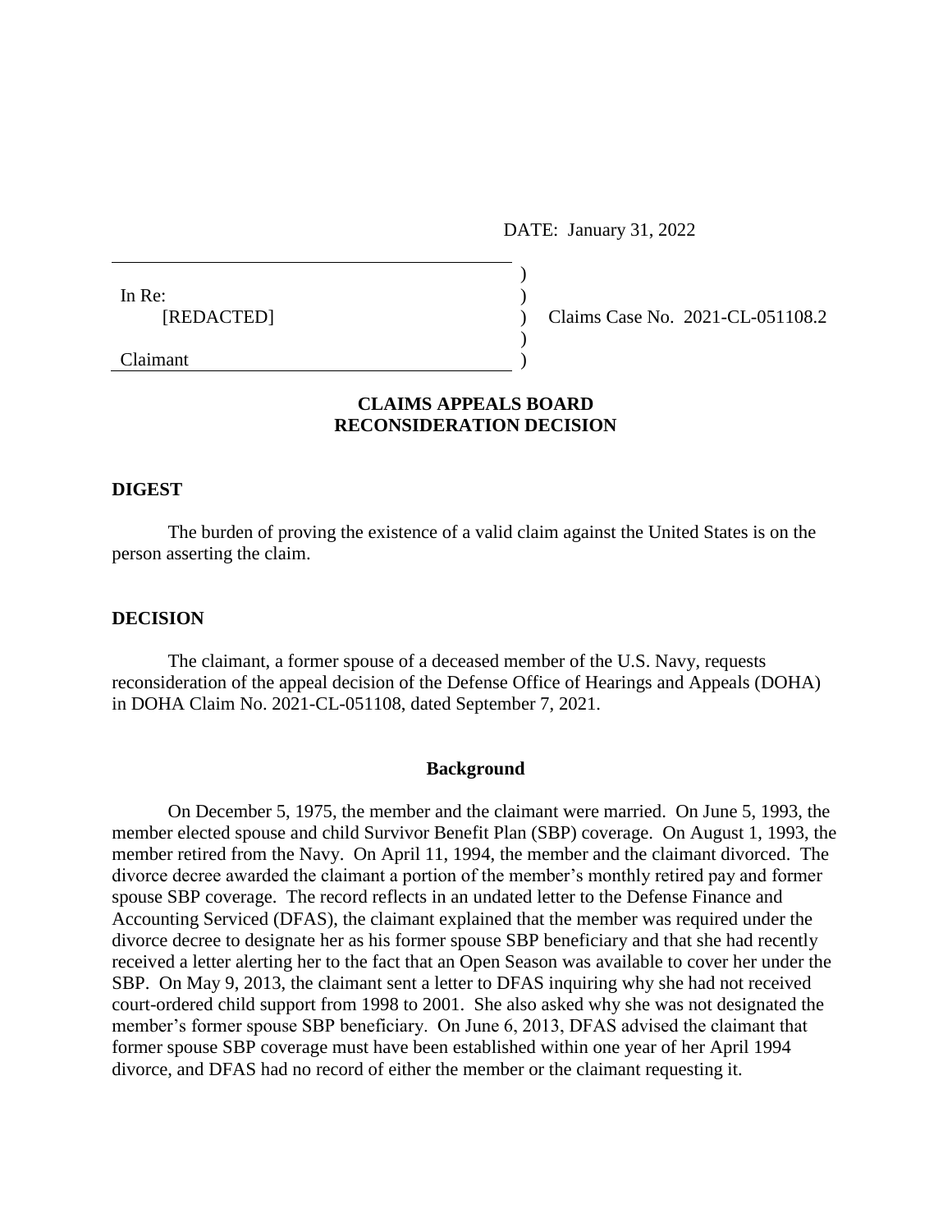DATE: January 31, 2022

In Re:
[REDACTED]

Claimant

Claims Case No. 2021-CL-051108.2

## CLAIMS APPEALS BOARD RECONSIDERATION DECISION

### DIGEST

The burden of proving the existence of a valid claim against the United States is on the person asserting the claim.

### DECISION

The claimant, a former spouse of a deceased member of the U.S. Navy, requests reconsideration of the appeal decision of the Defense Office of Hearings and Appeals (DOHA) in DOHA Claim No. 2021-CL-051108, dated September 7, 2021.

#### Background

On December 5, 1975, the member and the claimant were married. On June 5, 1993, the member elected spouse and child Survivor Benefit Plan (SBP) coverage. On August 1, 1993, the member retired from the Navy. On April 11, 1994, the member and the claimant divorced. The divorce decree awarded the claimant a portion of the member's monthly retired pay and former spouse SBP coverage. The record reflects in an undated letter to the Defense Finance and Accounting Serviced (DFAS), the claimant explained that the member was required under the divorce decree to designate her as his former spouse SBP beneficiary and that she had recently received a letter alerting her to the fact that an Open Season was available to cover her under the SBP. On May 9, 2013, the claimant sent a letter to DFAS inquiring why she had not received court-ordered child support from 1998 to 2001. She also asked why she was not designated the member's former spouse SBP beneficiary. On June 6, 2013, DFAS advised the claimant that former spouse SBP coverage must have been established within one year of her April 1994 divorce, and DFAS had no record of either the member or the claimant requesting it.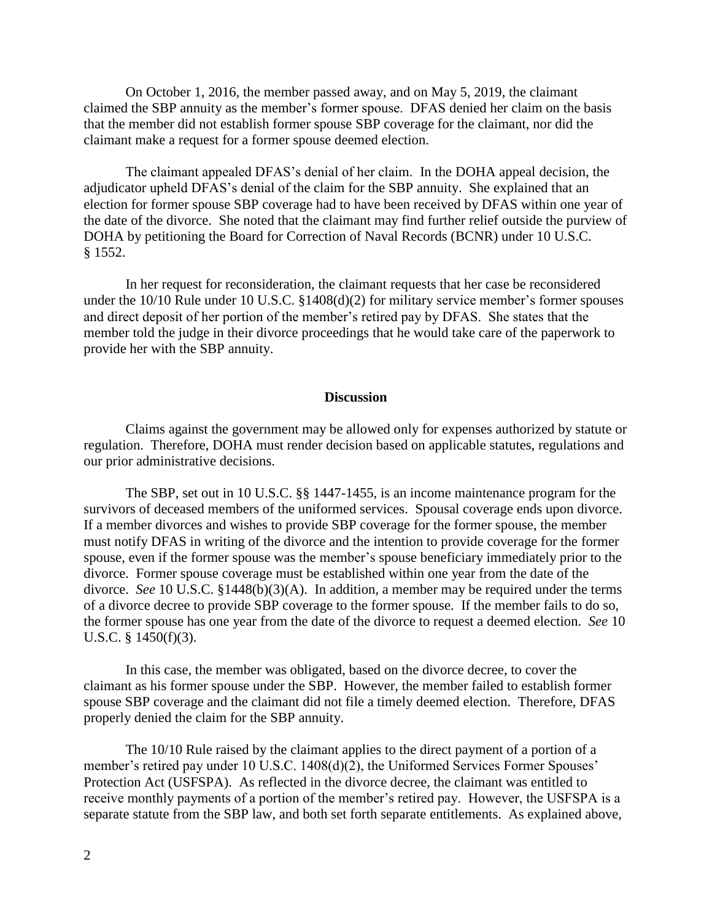On October 1, 2016, the member passed away, and on May 5, 2019, the claimant claimed the SBP annuity as the member's former spouse. DFAS denied her claim on the basis that the member did not establish former spouse SBP coverage for the claimant, nor did the claimant make a request for a former spouse deemed election.

The claimant appealed DFAS's denial of her claim. In the DOHA appeal decision, the adjudicator upheld DFAS's denial of the claim for the SBP annuity. She explained that an election for former spouse SBP coverage had to have been received by DFAS within one year of the date of the divorce. She noted that the claimant may find further relief outside the purview of DOHA by petitioning the Board for Correction of Naval Records (BCNR) under 10 U.S.C. § 1552.

In her request for reconsideration, the claimant requests that her case be reconsidered under the 10/10 Rule under 10 U.S.C. §1408(d)(2) for military service member's former spouses and direct deposit of her portion of the member's retired pay by DFAS. She states that the member told the judge in their divorce proceedings that he would take care of the paperwork to provide her with the SBP annuity.

## Discussion

Claims against the government may be allowed only for expenses authorized by statute or regulation. Therefore, DOHA must render decision based on applicable statutes, regulations and our prior administrative decisions.

The SBP, set out in 10 U.S.C. §§ 1447-1455, is an income maintenance program for the survivors of deceased members of the uniformed services. Spousal coverage ends upon divorce. If a member divorces and wishes to provide SBP coverage for the former spouse, the member must notify DFAS in writing of the divorce and the intention to provide coverage for the former spouse, even if the former spouse was the member's spouse beneficiary immediately prior to the divorce. Former spouse coverage must be established within one year from the date of the divorce. *See* 10 U.S.C. §1448(b)(3)(A). In addition, a member may be required under the terms of a divorce decree to provide SBP coverage to the former spouse. If the member fails to do so, the former spouse has one year from the date of the divorce to request a deemed election. *See* 10 U.S.C. § 1450(f)(3).

In this case, the member was obligated, based on the divorce decree, to cover the claimant as his former spouse under the SBP. However, the member failed to establish former spouse SBP coverage and the claimant did not file a timely deemed election. Therefore, DFAS properly denied the claim for the SBP annuity.

The 10/10 Rule raised by the claimant applies to the direct payment of a portion of a member's retired pay under 10 U.S.C. 1408(d)(2), the Uniformed Services Former Spouses' Protection Act (USFSPA). As reflected in the divorce decree, the claimant was entitled to receive monthly payments of a portion of the member's retired pay. However, the USFSPA is a separate statute from the SBP law, and both set forth separate entitlements. As explained above,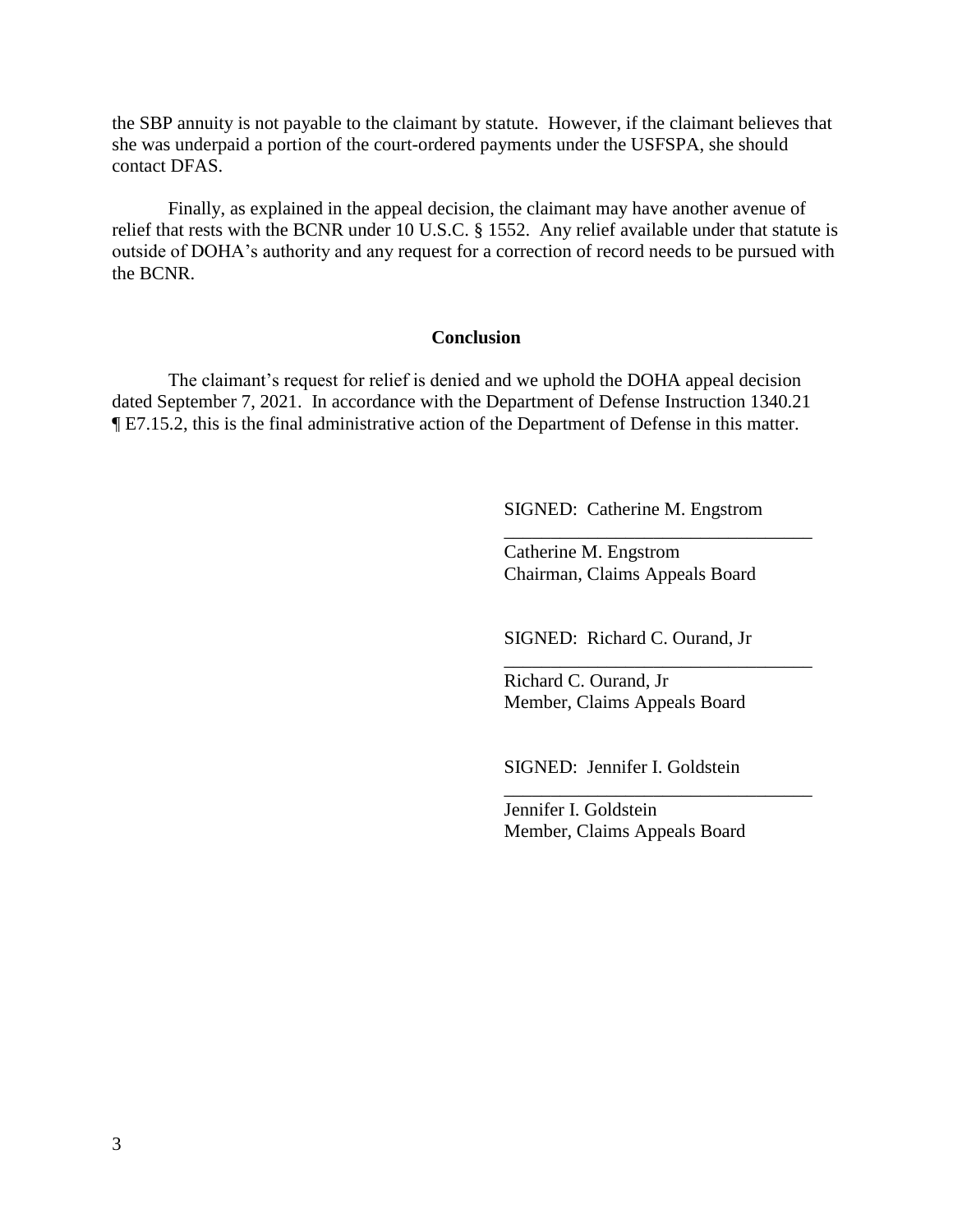the SBP annuity is not payable to the claimant by statute. However, if the claimant believes that she was underpaid a portion of the court-ordered payments under the USFSPA, she should contact DFAS.

Finally, as explained in the appeal decision, the claimant may have another avenue of relief that rests with the BCNR under 10 U.S.C. § 1552. Any relief available under that statute is outside of DOHA's authority and any request for a correction of record needs to be pursued with the BCNR.

## Conclusion

The claimant's request for relief is denied and we uphold the DOHA appeal decision dated September 7, 2021. In accordance with the Department of Defense Instruction 1340.21 ¶ E7.15.2, this is the final administrative action of the Department of Defense in this matter.

SIGNED: Catherine M. Engstrom

Catherine M. Engstrom
Chairman, Claims Appeals Board

SIGNED: Richard C. Ourand, Jr

Richard C. Ourand, Jr
Member, Claims Appeals Board

SIGNED: Jennifer I. Goldstein

Jennifer I. Goldstein
Member, Claims Appeals Board